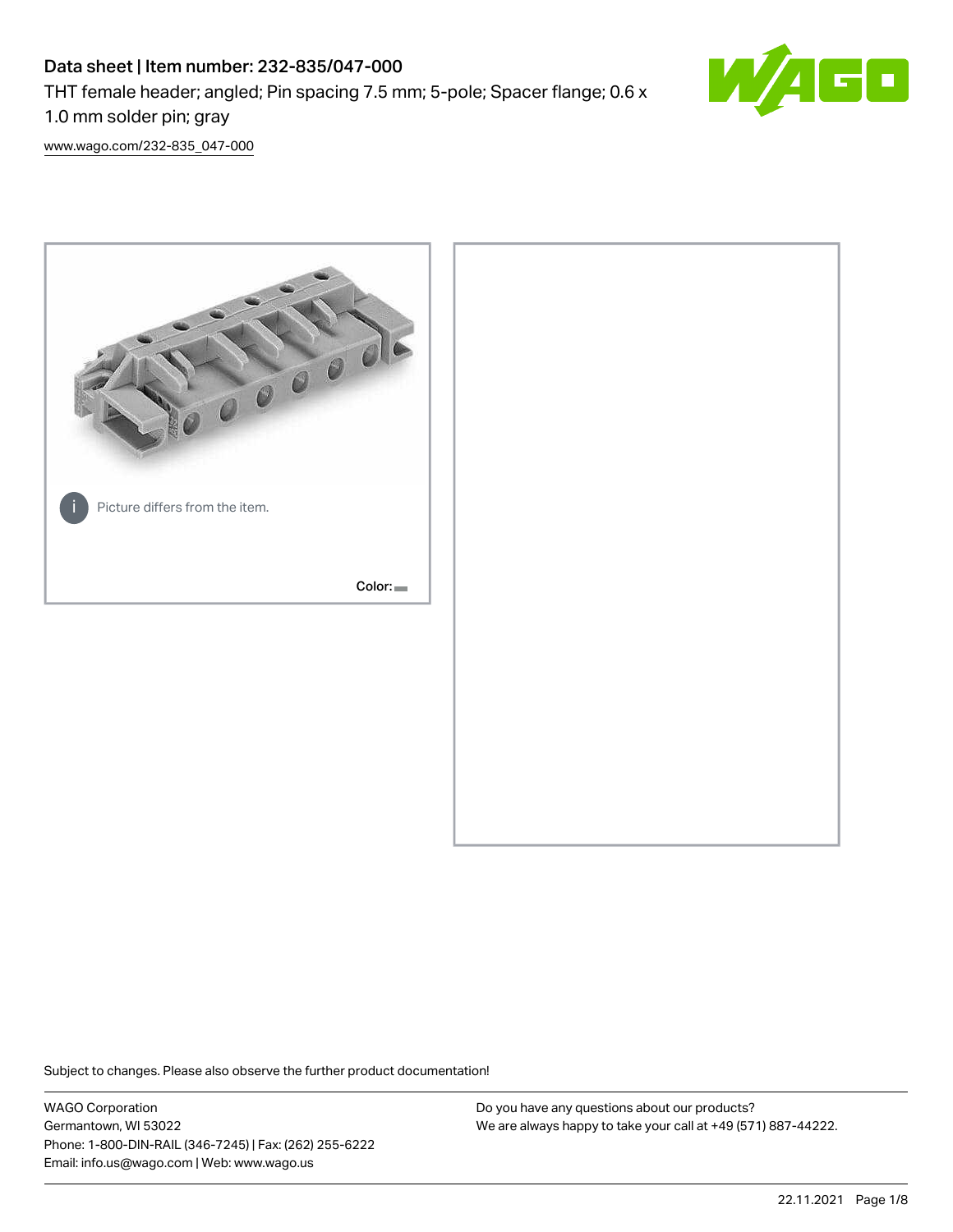# Data sheet | Item number: 232-835/047-000

THT female header; angled; Pin spacing 7.5 mm; 5-pole; Spacer flange; 0.6 x 1.0 mm solder pin; gray

www.wago.com/232-835_047-000

Picture differs from the item.

Color:

Subject to changes. Please also observe the further product documentation!

WAGO Corporation
Germantown, WI 53022
Phone: 1-800-DIN-RAIL (346-7245) | Fax: (262) 255-6222
Email: info.us@wago.com | Web: www.wago.us

Do you have any questions about our products?
We are always happy to take your call at +49 (571) 887-44222.

22.11.2021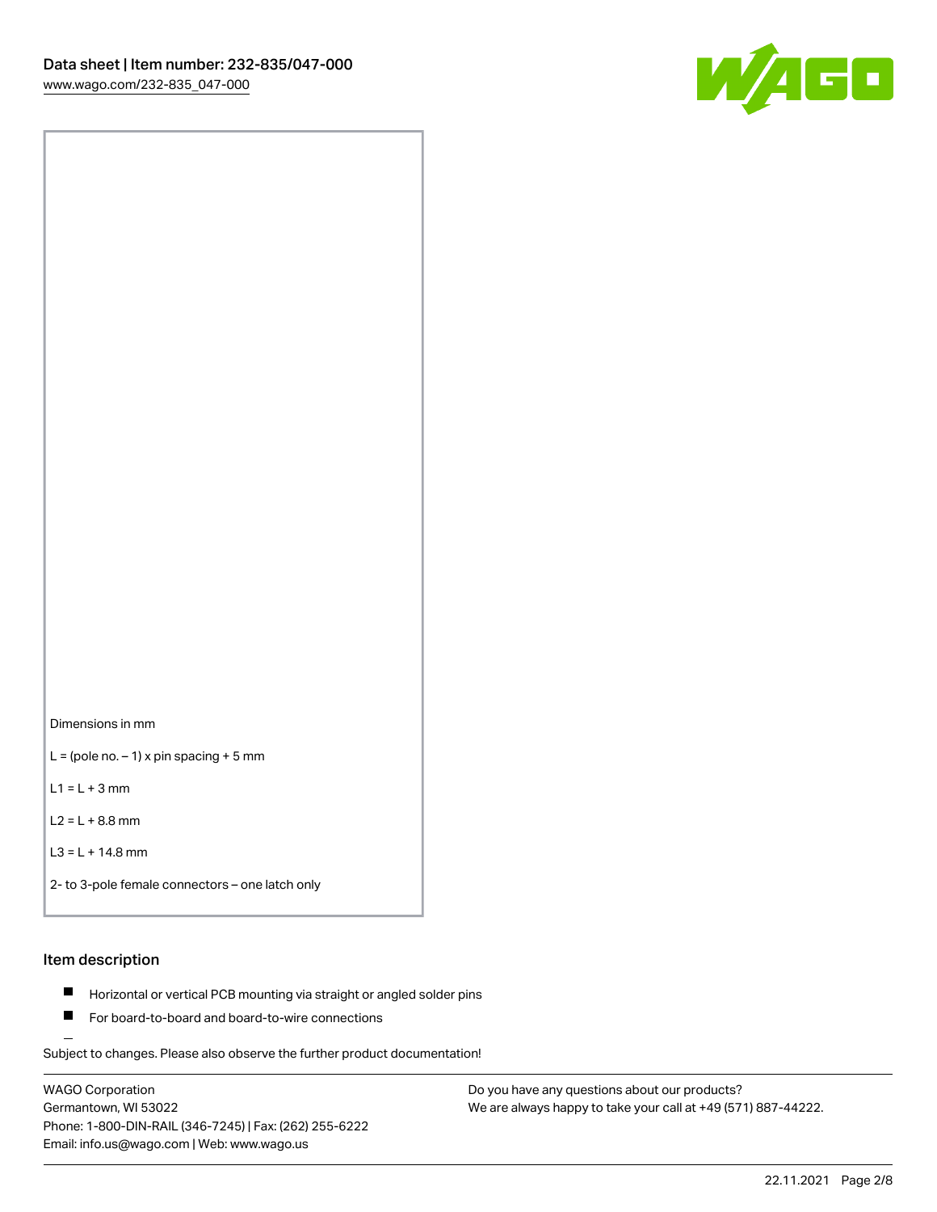Dimensions in mm

L = (pole no. – 1) x pin spacing + 5 mm

L1 = L + 3 mm

L2 = L + 8.8 mm

L3 = L + 14.8 mm

2- to 3-pole female connectors – one latch only

## Item description

- Horizontal or vertical PCB mounting via straight or angled solder pins
- For board-to-board and board-to-wire connections

Subject to changes. Please also observe the further product documentation!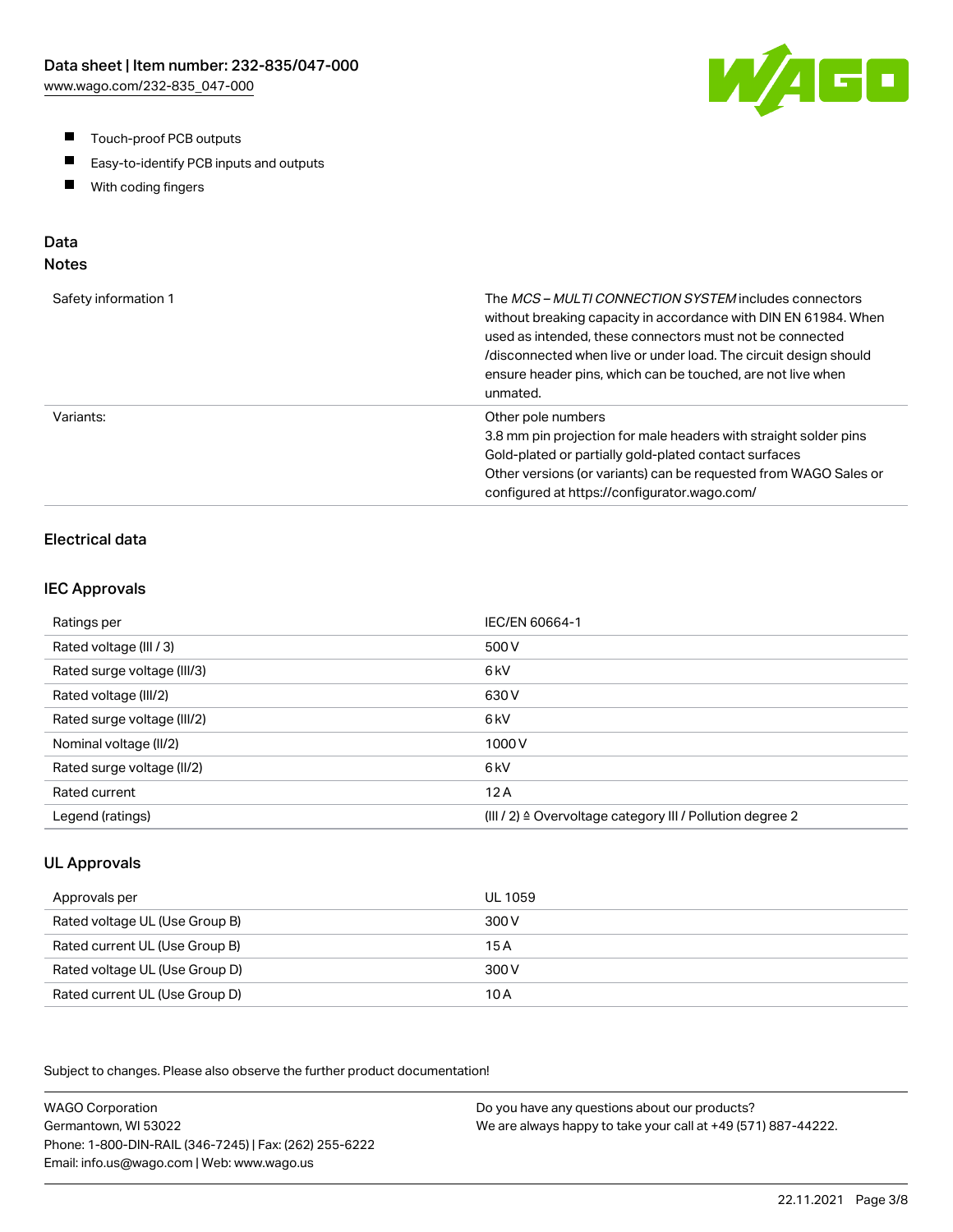- Touch-proof PCB outputs
- Easy-to-identify PCB inputs and outputs
- With coding fingers

## Data
### Notes

| | |
|---|---|
| Safety information 1 | The *MCS – MULTI CONNECTION SYSTEM* includes connectors without breaking capacity in accordance with DIN EN 61984. When used as intended, these connectors must not be connected /disconnected when live or under load. The circuit design should ensure header pins, which can be touched, are not live when unmated. |
| Variants: | Other pole numbers<br>3.8 mm pin projection for male headers with straight solder pins<br>Gold-plated or partially gold-plated contact surfaces<br>Other versions (or variants) can be requested from WAGO Sales or configured at https://configurator.wago.com/ |

### Electrical data

#### IEC Approvals

| | |
|---|---|
| Ratings per | IEC/EN 60664-1 |
| Rated voltage (III / 3) | 500 V |
| Rated surge voltage (III/3) | 6 kV |
| Rated voltage (III/2) | 630 V |
| Rated surge voltage (III/2) | 6 kV |
| Nominal voltage (II/2) | 1000 V |
| Rated surge voltage (II/2) | 6 kV |
| Rated current | 12 A |
| Legend (ratings) | (III / 2) ≙ Overvoltage category III / Pollution degree 2 |

#### UL Approvals

| | |
|---|---|
| Approvals per | UL 1059 |
| Rated voltage UL (Use Group B) | 300 V |
| Rated current UL (Use Group B) | 15 A |
| Rated voltage UL (Use Group D) | 300 V |
| Rated current UL (Use Group D) | 10 A |

Subject to changes. Please also observe the further product documentation!

WAGO Corporation
Germantown, WI 53022
Phone: 1-800-DIN-RAIL (346-7245) | Fax: (262) 255-6222
Email: info.us@wago.com | Web: www.wago.us

Do you have any questions about our products?
We are always happy to take your call at +49 (571) 887-44222.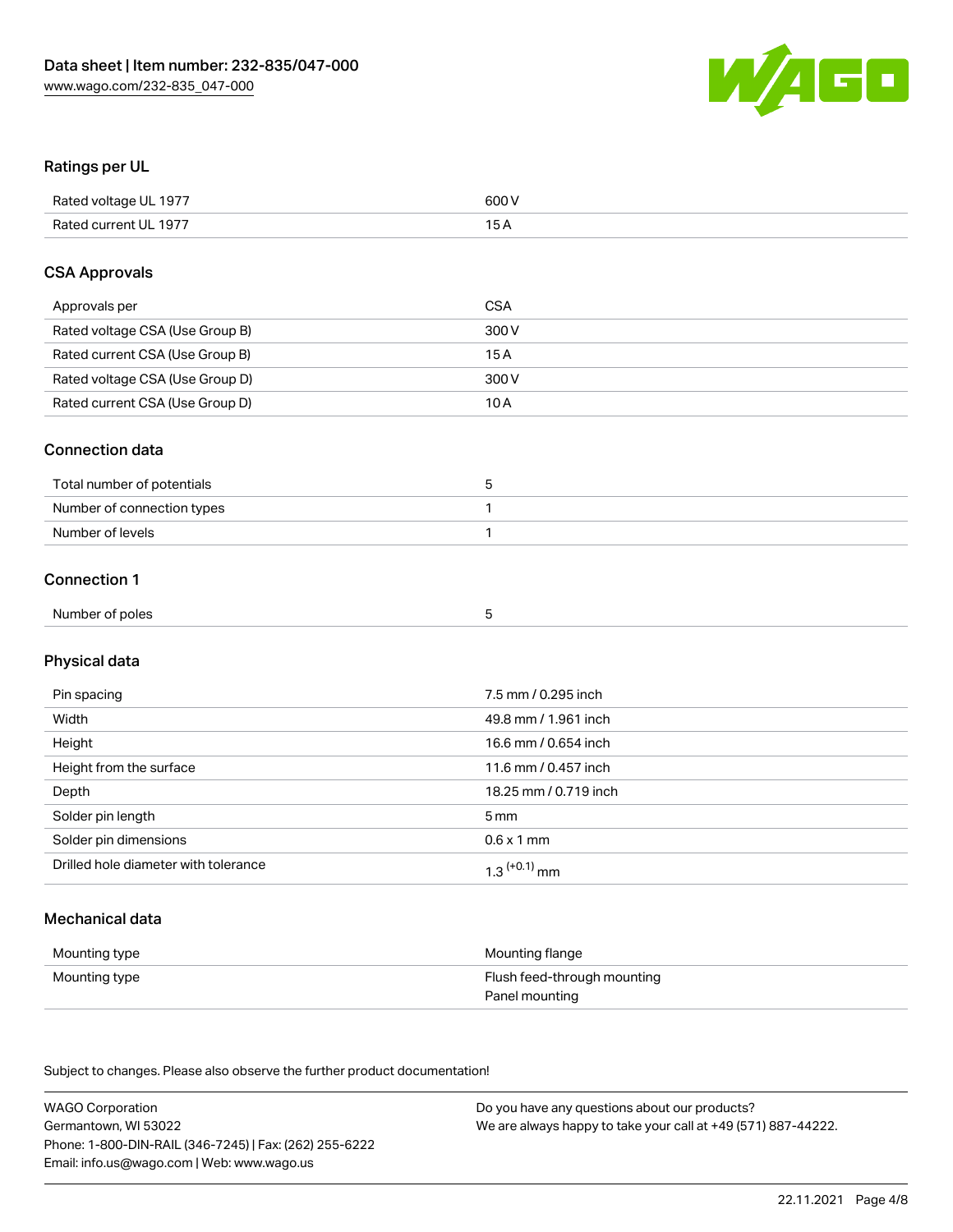## Ratings per UL

| | |
|---|---|
| Rated voltage UL 1977 | 600 V |
| Rated current UL 1977 | 15 A |

## CSA Approvals

| | |
|---|---|
| Approvals per | CSA |
| Rated voltage CSA (Use Group B) | 300 V |
| Rated current CSA (Use Group B) | 15 A |
| Rated voltage CSA (Use Group D) | 300 V |
| Rated current CSA (Use Group D) | 10 A |

## Connection data

| | |
|---|---|
| Total number of potentials | 5 |
| Number of connection types | 1 |
| Number of levels | 1 |

## Connection 1

| | |
|---|---|
| Number of poles | 5 |

## Physical data

| | |
|---|---|
| Pin spacing | 7.5 mm / 0.295 inch |
| Width | 49.8 mm / 1.961 inch |
| Height | 16.6 mm / 0.654 inch |
| Height from the surface | 11.6 mm / 0.457 inch |
| Depth | 18.25 mm / 0.719 inch |
| Solder pin length | 5 mm |
| Solder pin dimensions | 0.6 x 1 mm |
| Drilled hole diameter with tolerance | $1.3^{(+0.1)}$ mm |

## Mechanical data

| | |
|---|---|
| Mounting type | Mounting flange |
| Mounting type | Flush feed-through mounting<br>Panel mounting |

Subject to changes. Please also observe the further product documentation!

WAGO Corporation
Germantown, WI 53022
Phone: 1-800-DIN-RAIL (346-7245) | Fax: (262) 255-6222
Email: info.us@wago.com | Web: www.wago.us

Do you have any questions about our products?
We are always happy to take your call at +49 (571) 887-44222.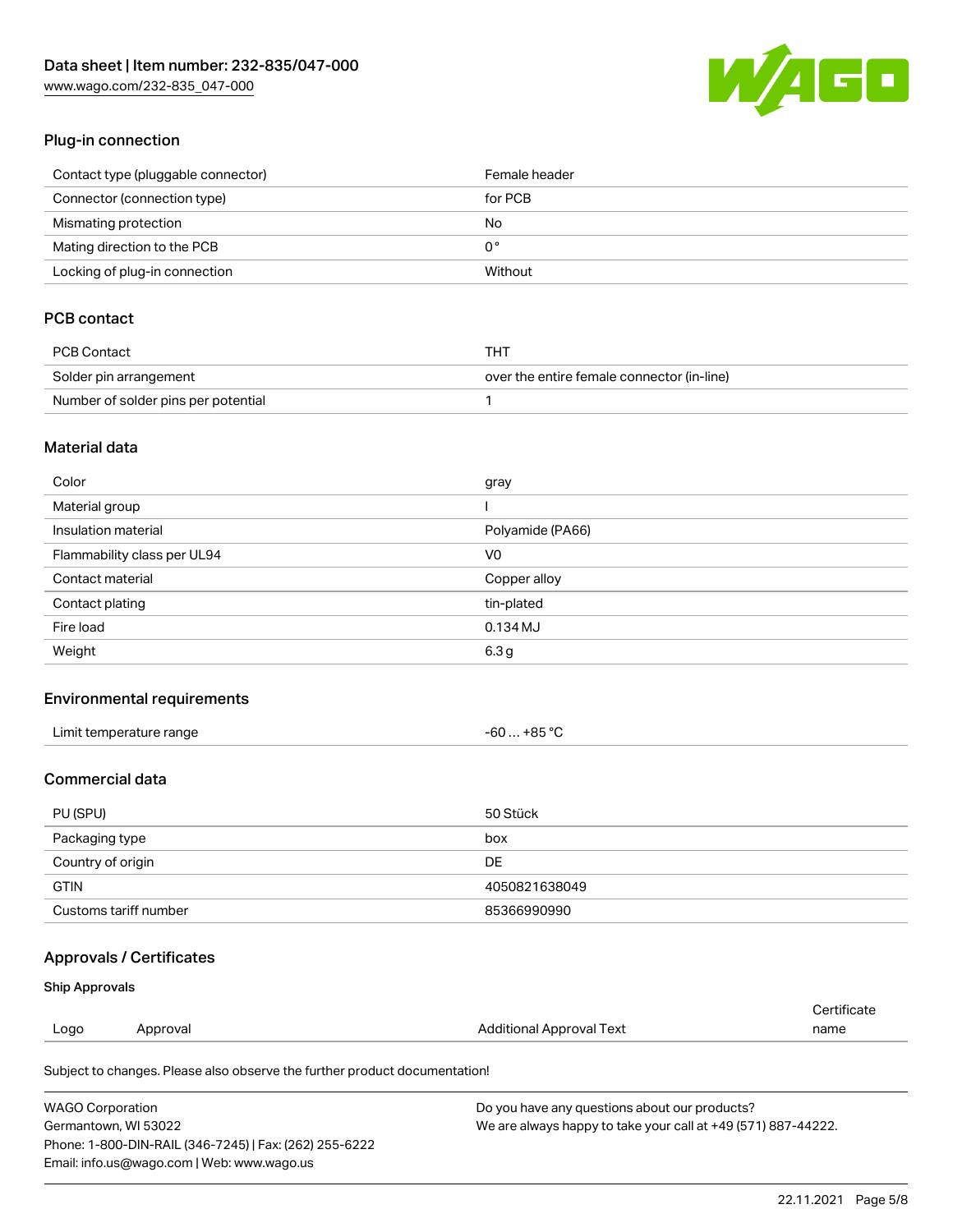### Plug-in connection

| | |
|---|---|
| Contact type (pluggable connector) | Female header |
| Connector (connection type) | for PCB |
| Mismating protection | No |
| Mating direction to the PCB | 0 ° |
| Locking of plug-in connection | Without |

### PCB contact

| | |
|---|---|
| PCB Contact | THT |
| Solder pin arrangement | over the entire female connector (in-line) |
| Number of solder pins per potential | 1 |

### Material data

| | |
|---|---|
| Color | gray |
| Material group | I |
| Insulation material | Polyamide (PA66) |
| Flammability class per UL94 | V0 |
| Contact material | Copper alloy |
| Contact plating | tin-plated |
| Fire load | 0.134 MJ |
| Weight | 6.3 g |

### Environmental requirements

| | |
|---|---|
| Limit temperature range | -60 … +85 °C |

### Commercial data

| | |
|---|---|
| PU (SPU) | 50 Stück |
| Packaging type | box |
| Country of origin | DE |
| GTIN | 4050821638049 |
| Customs tariff number | 85366990990 |

### Approvals / Certificates

#### Ship Approvals

| Logo | Approval | Additional Approval Text | Certificate name |
|---|---|---|---|

Subject to changes. Please also observe the further product documentation!

WAGO Corporation
Germantown, WI 53022
Phone: 1-800-DIN-RAIL (346-7245) | Fax: (262) 255-6222
Email: info.us@wago.com | Web: www.wago.us

Do you have any questions about our products?
We are always happy to take your call at +49 (571) 887-44222.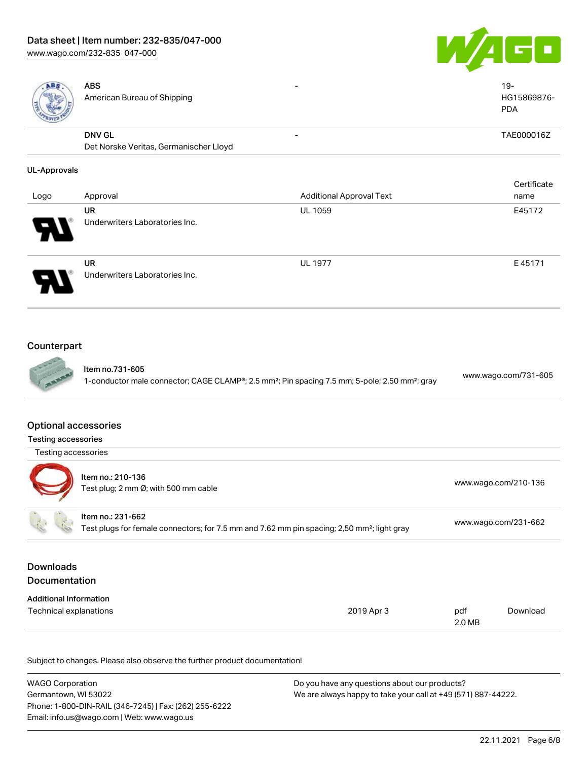| | | | |
|---|---|---|---|
| | **ABS**<br>American Bureau of Shipping | - | 19-HG15869876-PDA |
| | **DNV GL**<br>Det Norske Veritas, Germanischer Lloyd | - | TAE000016Z |

### UL-Approvals

| Logo | Approval | Additional Approval Text | Certificate name |
|---|---|---|---|
| | **UR**<br>Underwriters Laboratories Inc. | UL 1059 | E45172 |
| | **UR**<br>Underwriters Laboratories Inc. | UL 1977 | E 45171 |

## Counterpart

| | | |
|---|---|---|
| | **Item no.731-605**<br>1-conductor male connector; CAGE CLAMP®; 2.5 mm²; Pin spacing 7.5 mm; 5-pole; 2,50 mm²; gray | www.wago.com/731-605 |

## Optional accessories

### Testing accessories

Testing accessories

| | | |
|---|---|---|
| | **Item no.: 210-136**<br>Test plug; 2 mm Ø; with 500 mm cable | www.wago.com/210-136 |
| | **Item no.: 231-662**<br>Test plugs for female connectors; for 7.5 mm and 7.62 mm pin spacing; 2,50 mm²; light gray | www.wago.com/231-662 |

## Downloads

## Documentation

### Additional Information

| | | | |
|---|---|---|---|
| Technical explanations | 2019 Apr 3 | pdf<br>2.0 MB | Download |

Subject to changes. Please also observe the further product documentation!

WAGO Corporation
Germantown, WI 53022
Phone: 1-800-DIN-RAIL (346-7245) | Fax: (262) 255-6222
Email: info.us@wago.com | Web: www.wago.us

Do you have any questions about our products?
We are always happy to take your call at +49 (571) 887-44222.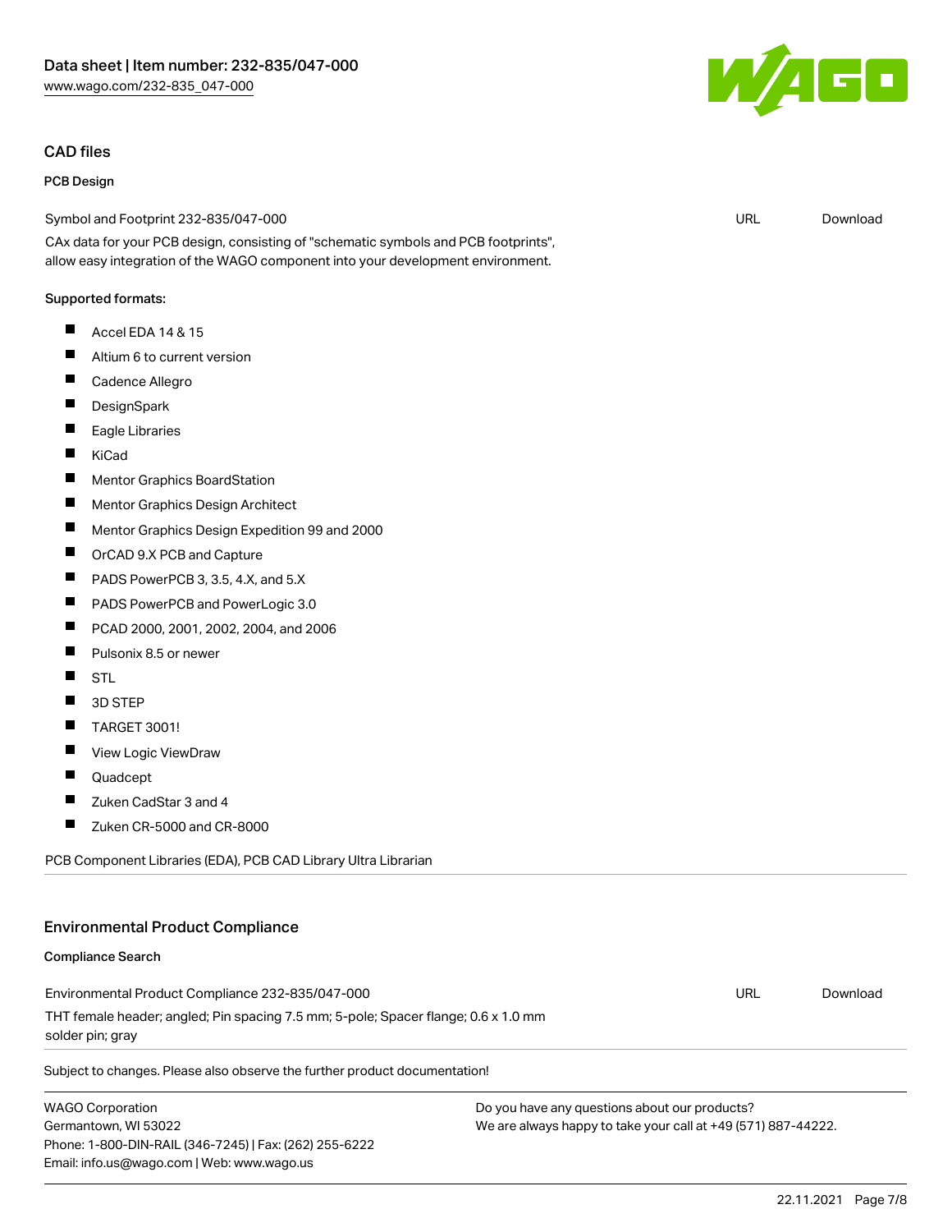## CAD files

### PCB Design

Symbol and Footprint 232-835/047-000 URL Download

CAx data for your PCB design, consisting of "schematic symbols and PCB footprints", allow easy integration of the WAGO component into your development environment.

Supported formats:

- Accel EDA 14 & 15
- Altium 6 to current version
- Cadence Allegro
- DesignSpark
- Eagle Libraries
- KiCad
- Mentor Graphics BoardStation
- Mentor Graphics Design Architect
- Mentor Graphics Design Expedition 99 and 2000
- OrCAD 9.X PCB and Capture
- PADS PowerPCB 3, 3.5, 4.X, and 5.X
- PADS PowerPCB and PowerLogic 3.0
- PCAD 2000, 2001, 2002, 2004, and 2006
- Pulsonix 8.5 or newer
- STL
- 3D STEP
- TARGET 3001!
- View Logic ViewDraw
- Quadcept
- Zuken CadStar 3 and 4
- Zuken CR-5000 and CR-8000

PCB Component Libraries (EDA), PCB CAD Library Ultra Librarian

## Environmental Product Compliance

### Compliance Search

Environmental Product Compliance 232-835/047-000 URL Download

THT female header; angled; Pin spacing 7.5 mm; 5-pole; Spacer flange; 0.6 x 1.0 mm solder pin; gray

Subject to changes. Please also observe the further product documentation!

WAGO Corporation
Germantown, WI 53022
Phone: 1-800-DIN-RAIL (346-7245) | Fax: (262) 255-6222
Email: info.us@wago.com | Web: www.wago.us

Do you have any questions about our products?
We are always happy to take your call at +49 (571) 887-44222.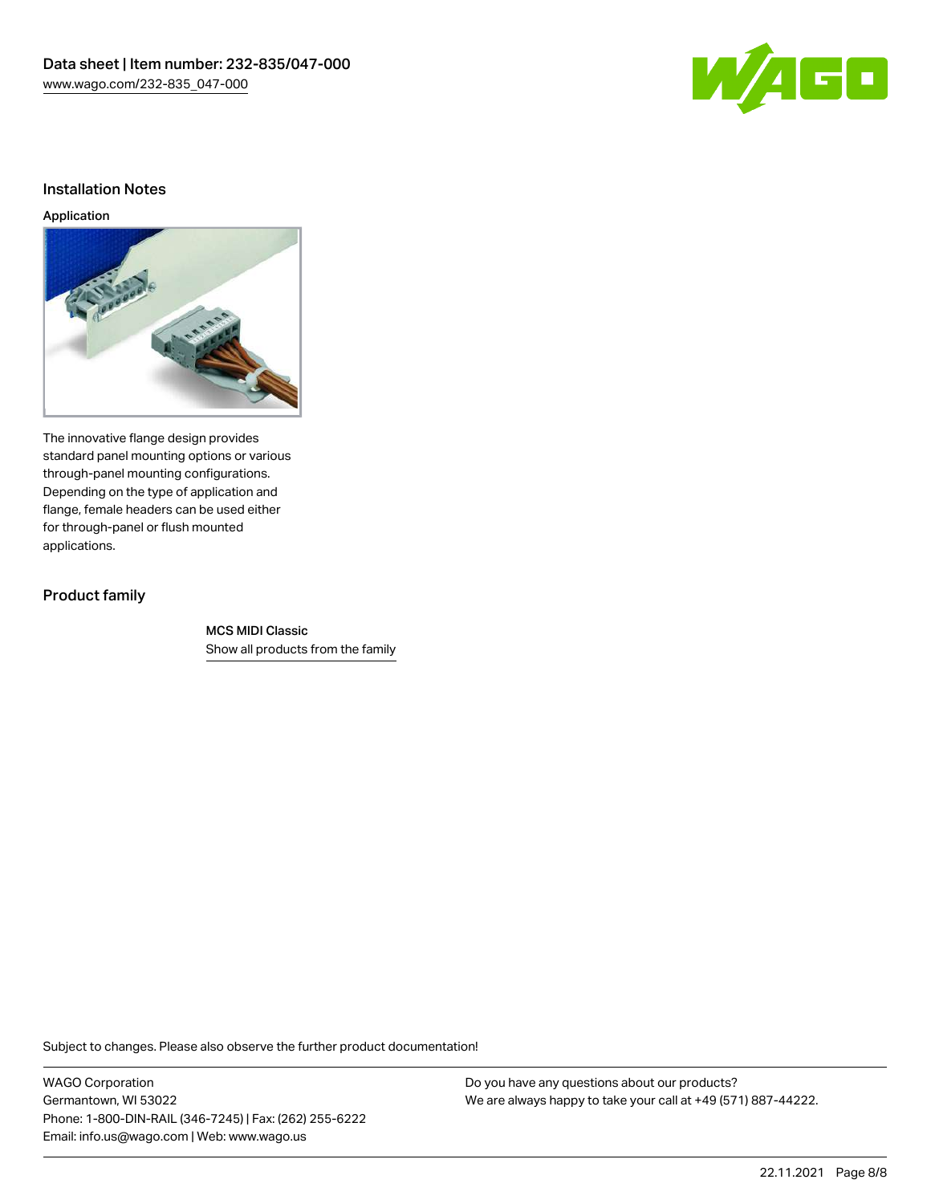## Installation Notes

### Application

The innovative flange design provides standard panel mounting options or various through-panel mounting configurations. Depending on the type of application and flange, female headers can be used either for through-panel or flush mounted applications.

## Product family

MCS MIDI Classic
Show all products from the family

Subject to changes. Please also observe the further product documentation!

WAGO Corporation
Germantown, WI 53022
Phone: 1-800-DIN-RAIL (346-7245) | Fax: (262) 255-6222
Email: info.us@wago.com | Web: www.wago.us

Do you have any questions about our products?
We are always happy to take your call at +49 (571) 887-44222.